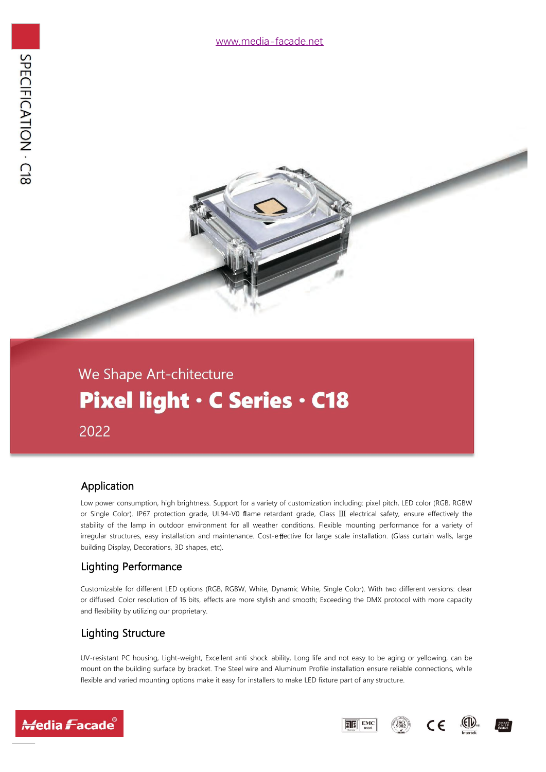www.media-facade.net

SPECIFICATION · C18

We Shape Art-chitecture

# Pixel light · C Series · C18

2022

## Application

Low power consumption, high brightness. Support for a variety of customization including: pixel pitch, LED color (RGB, RGBW or Single Color). IP67 protection grade, UL94-V0 flame retardant grade, Class III electrical safety, ensure effectively the stability of the lamp in outdoor environment for all weather conditions. Flexible mounting performance for a variety of irregular structures, easy installation and maintenance. Cost-effective for large scale installation. (Glass curtain walls, large building Display, Decorations, 3D shapes, etc).

## Lighting Performance

Customizable for different LED options (RGB, RGBW, White, Dynamic White, Single Color). With two different versions: clear or diffused. Color resolution of 16 bits, effects are more stylish and smooth; Exceeding the DMX protocol with more capacity and flexibility by utilizing our proprietary.

## Lighting Structure

UV-resistant PC housing, Light-weight, Excellent anti shock ability, Long life and not easy to be aging or yellowing, can be mount on the building surface by bracket. The Steel wire and Aluminum Profile installation ensure reliable connections, while flexible and varied mounting options make it easy for installers to make LED fixture part of any structure.

Media Facade®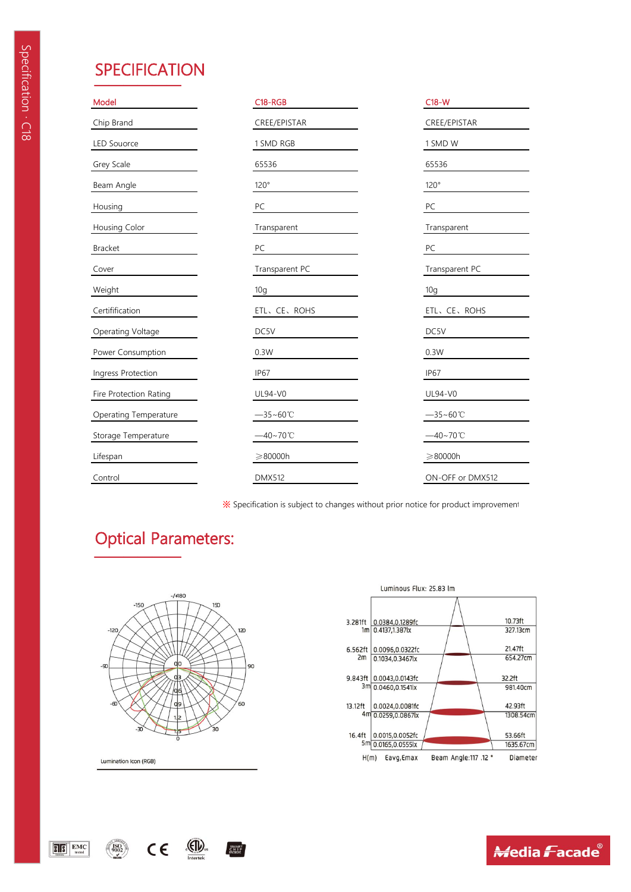# SPECIFICATION

| Model | C18-RGB | C18-W |
|---|---|---|
| Chip Brand | CREE/EPISTAR | CREE/EPISTAR |
| LED Souorce | 1 SMD RGB | 1 SMD W |
| Grey Scale | 65536 | 65536 |
| Beam Angle | 120° | 120° |
| Housing | PC | PC |
| Housing Color | Transparent | Transparent |
| Bracket | PC | PC |
| Cover | Transparent PC | Transparent PC |
| Weight | 10g | 10g |
| Certifification | ETL、CE、ROHS | ETL、CE、ROHS |
| Operating Voltage | DC5V | DC5V |
| Power Consumption | 0.3W | 0.3W |
| Ingress Protection | IP67 | IP67 |
| Fire Protection Rating | UL94-V0 | UL94-V0 |
| Operating Temperature | —35~60℃ | —35~60℃ |
| Storage Temperature | —40~70℃ | —40~70℃ |
| Lifespan | ≥80000h | ≥80000h |
| Control | DMX512 | ON-OFF or DMX512 |

※ Specification is subject to changes without prior notice for product improvement

# Optical Parameters:

Lumination Icon (RGB)

Luminous Flux: 25.83 lm

| H(m) | Eavg,Emax | Diameter |
|---|---|---|
| 3.281ft 1m | 0.0384,0.1289fc 0.4137,1.387lx | 10.73ft 327.13cm |
| 6.562ft 2m | 0.0096,0.0322fc 0.1034,0.3467lx | 21.47ft 654.27cm |
| 9.843ft 3m | 0.0043,0.0143fc 0.0460,0.1541lx | 32.2ft 981.40cm |
| 13.12ft 4m | 0.0024,0.0081fc 0.0259,0.0867lx | 42.93ft 1308.54cm |
| 16.4ft 5m | 0.0015,0.0052fc 0.0165,0.0555lx | 53.66ft 1635.67cm |

Beam Angle:117 .12 °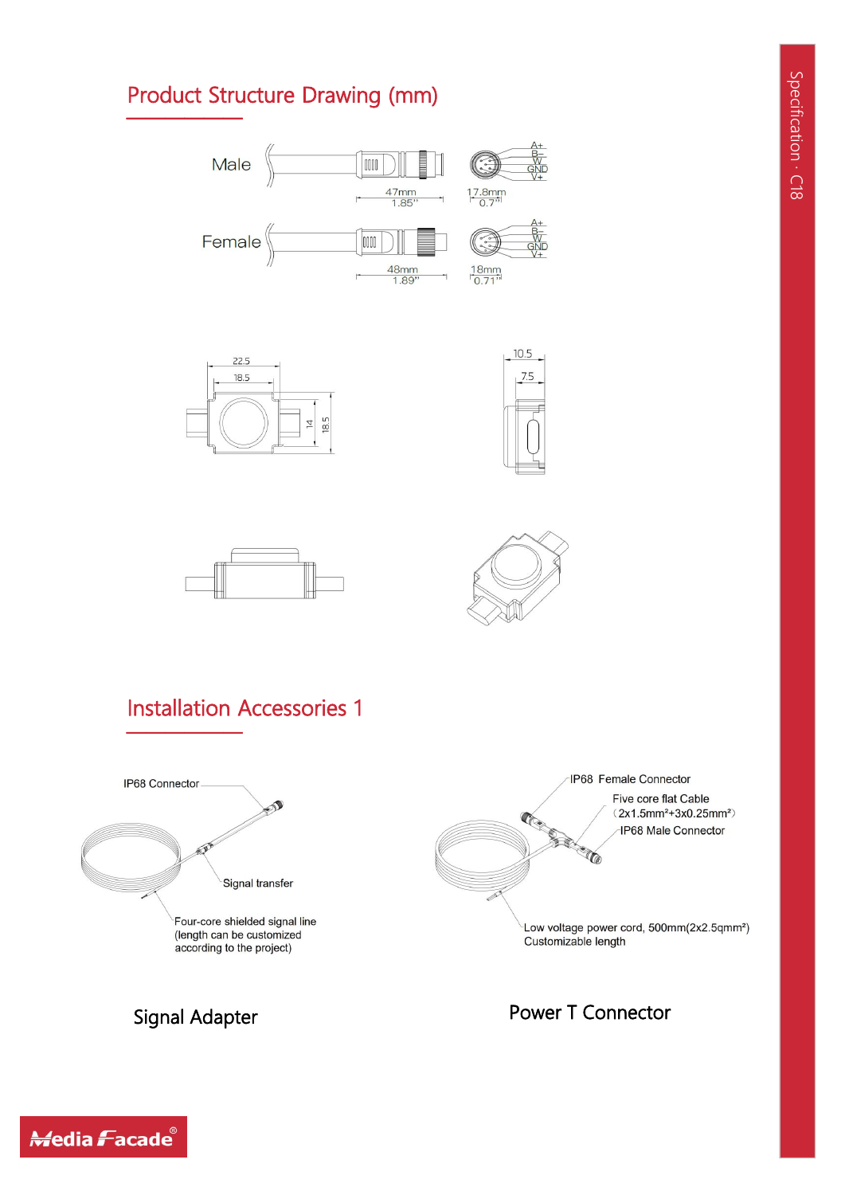## Product Structure Drawing (mm)

Male

47mm
1.85"

17.8mm
0.7"

A+
B−
W
GND
V+

Female

48mm
1.89"

18mm
0.71"

A+
B−
W
GND
V+

22.5
18.5
14
18.5

10.5
7.5

## Installation Accessories 1

IP68 Connector

Signal transfer

Four-core shielded signal line
(length can be customized
according to the project)

Signal Adapter

IP68 Female Connector

Five core flat Cable
（$2 \times 1.5 mm^2 + 3 \times 0.25 mm^2$）

IP68 Male Connector

Low voltage power cord, 500mm($2 \times 2.5 qmm^2$)
Customizable length

Power T Connector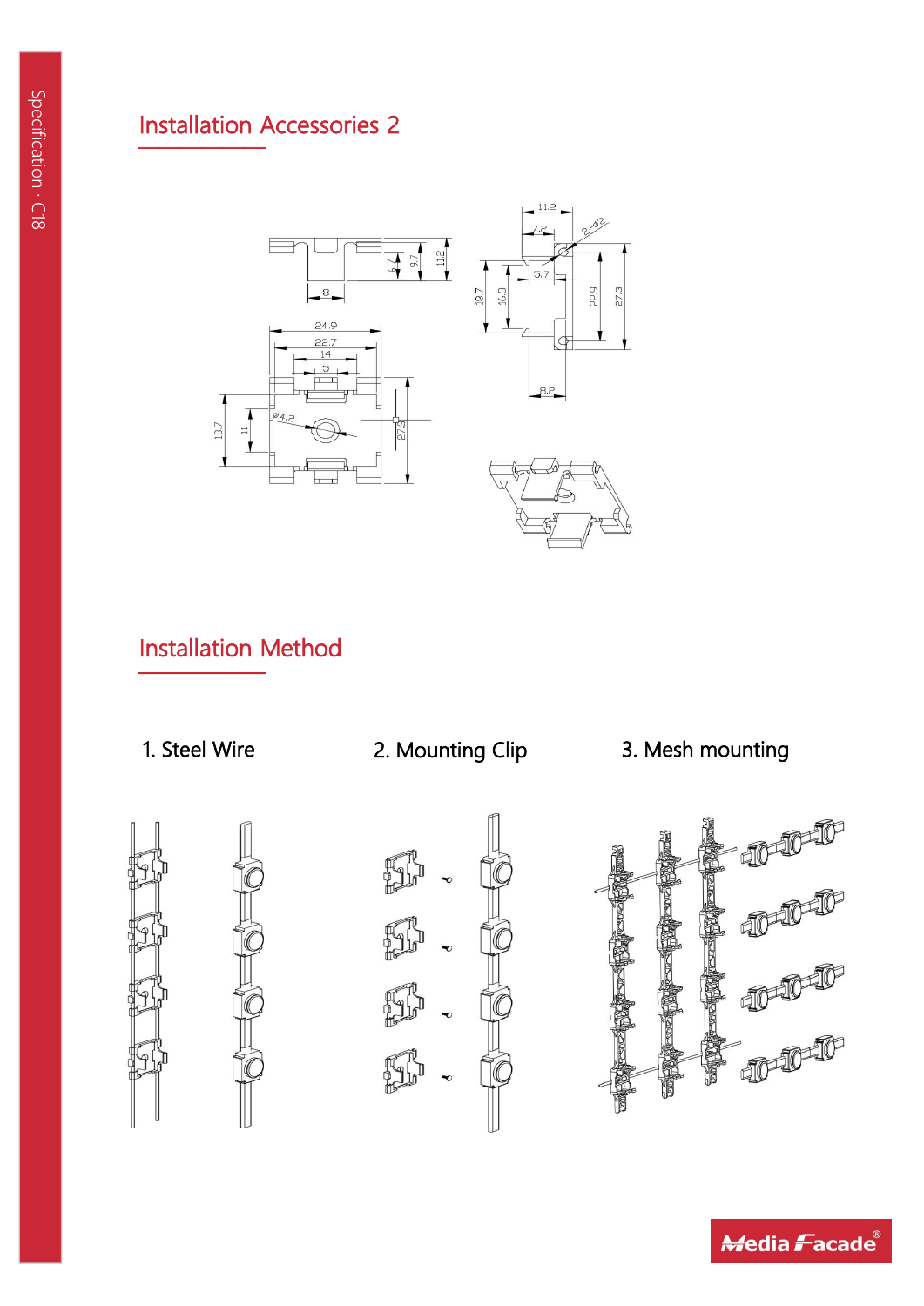## Installation Accessories 2

## Installation Method

1. Steel Wire

2. Mounting Clip

3. Mesh mounting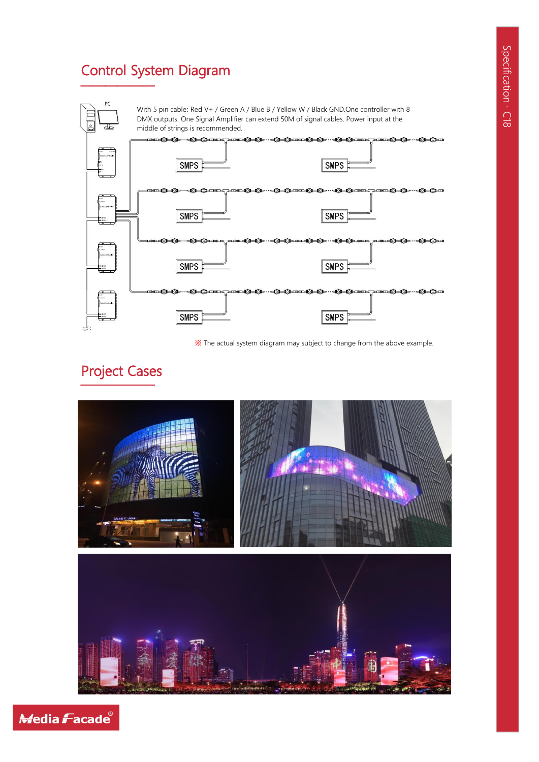## Control System Diagram

PC

With 5 pin cable: Red V+ / Green A / Blue B / Yellow W / Black GND.One controller with 8 DMX outputs. One Signal Amplifier can extend 50M of signal cables. Power input at the middle of strings is recommended.

SMPS

SMPS

SMPS

SMPS

SMPS

SMPS

SMPS

SMPS

※ The actual system diagram may subject to change from the above example.

## Project Cases